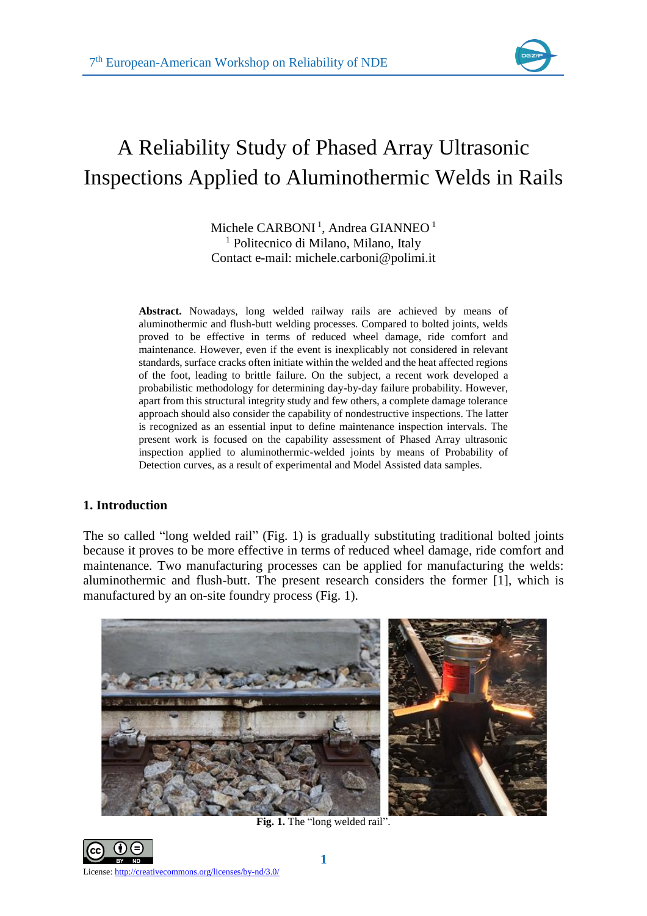# A Reliability Study of Phased Array Ultrasonic Inspections Applied to Aluminothermic Welds in Rails

Michele CARBONI [1], Andrea GIANNEO [1]
[1] Politecnico di Milano, Milano, Italy
Contact e-mail: michele.carboni@polimi.it

**Abstract.** Nowadays, long welded railway rails are achieved by means of aluminothermic and flush-butt welding processes. Compared to bolted joints, welds proved to be effective in terms of reduced wheel damage, ride comfort and maintenance. However, even if the event is inexplicably not considered in relevant standards, surface cracks often initiate within the welded and the heat affected regions of the foot, leading to brittle failure. On the subject, a recent work developed a probabilistic methodology for determining day-by-day failure probability. However, apart from this structural integrity study and few others, a complete damage tolerance approach should also consider the capability of nondestructive inspections. The latter is recognized as an essential input to define maintenance inspection intervals. The present work is focused on the capability assessment of Phased Array ultrasonic inspection applied to aluminothermic-welded joints by means of Probability of Detection curves, as a result of experimental and Model Assisted data samples.

## 1. Introduction

The so called "long welded rail" (Fig. 1) is gradually substituting traditional bolted joints because it proves to be more effective in terms of reduced wheel damage, ride comfort and maintenance. Two manufacturing processes can be applied for manufacturing the welds: aluminothermic and flush-butt. The present research considers the former [1], which is manufactured by an on-site foundry process (Fig. 1).

**Fig. 1.** The "long welded rail".

License: http://creativecommons.org/licenses/by-nd/3.0/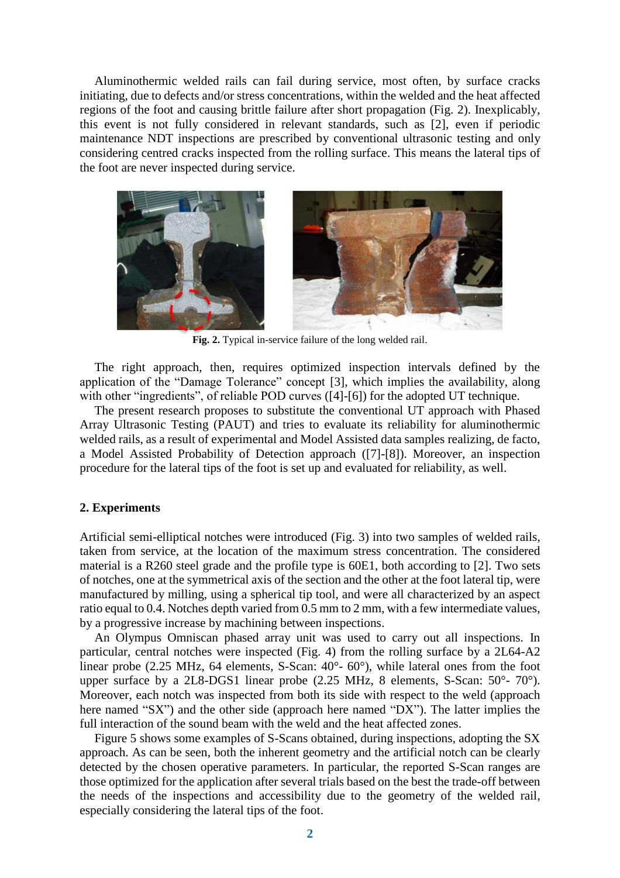Aluminothermic welded rails can fail during service, most often, by surface cracks initiating, due to defects and/or stress concentrations, within the welded and the heat affected regions of the foot and causing brittle failure after short propagation (Fig. 2). Inexplicably, this event is not fully considered in relevant standards, such as [2], even if periodic maintenance NDT inspections are prescribed by conventional ultrasonic testing and only considering centred cracks inspected from the rolling surface. This means the lateral tips of the foot are never inspected during service.

**Fig. 2.** Typical in-service failure of the long welded rail.

The right approach, then, requires optimized inspection intervals defined by the application of the "Damage Tolerance" concept [3], which implies the availability, along with other "ingredients", of reliable POD curves ([4]-[6]) for the adopted UT technique.

The present research proposes to substitute the conventional UT approach with Phased Array Ultrasonic Testing (PAUT) and tries to evaluate its reliability for aluminothermic welded rails, as a result of experimental and Model Assisted data samples realizing, de facto, a Model Assisted Probability of Detection approach ([7]-[8]). Moreover, an inspection procedure for the lateral tips of the foot is set up and evaluated for reliability, as well.

## 2. Experiments

Artificial semi-elliptical notches were introduced (Fig. 3) into two samples of welded rails, taken from service, at the location of the maximum stress concentration. The considered material is a R260 steel grade and the profile type is 60E1, both according to [2]. Two sets of notches, one at the symmetrical axis of the section and the other at the foot lateral tip, were manufactured by milling, using a spherical tip tool, and were all characterized by an aspect ratio equal to 0.4. Notches depth varied from 0.5 mm to 2 mm, with a few intermediate values, by a progressive increase by machining between inspections.

An Olympus Omniscan phased array unit was used to carry out all inspections. In particular, central notches were inspected (Fig. 4) from the rolling surface by a 2L64-A2 linear probe (2.25 MHz, 64 elements, S-Scan: 40°- 60°), while lateral ones from the foot upper surface by a 2L8-DGS1 linear probe (2.25 MHz, 8 elements, S-Scan: 50°- 70°). Moreover, each notch was inspected from both its side with respect to the weld (approach here named "SX") and the other side (approach here named "DX"). The latter implies the full interaction of the sound beam with the weld and the heat affected zones.

Figure 5 shows some examples of S-Scans obtained, during inspections, adopting the SX approach. As can be seen, both the inherent geometry and the artificial notch can be clearly detected by the chosen operative parameters. In particular, the reported S-Scan ranges are those optimized for the application after several trials based on the best the trade-off between the needs of the inspections and accessibility due to the geometry of the welded rail, especially considering the lateral tips of the foot.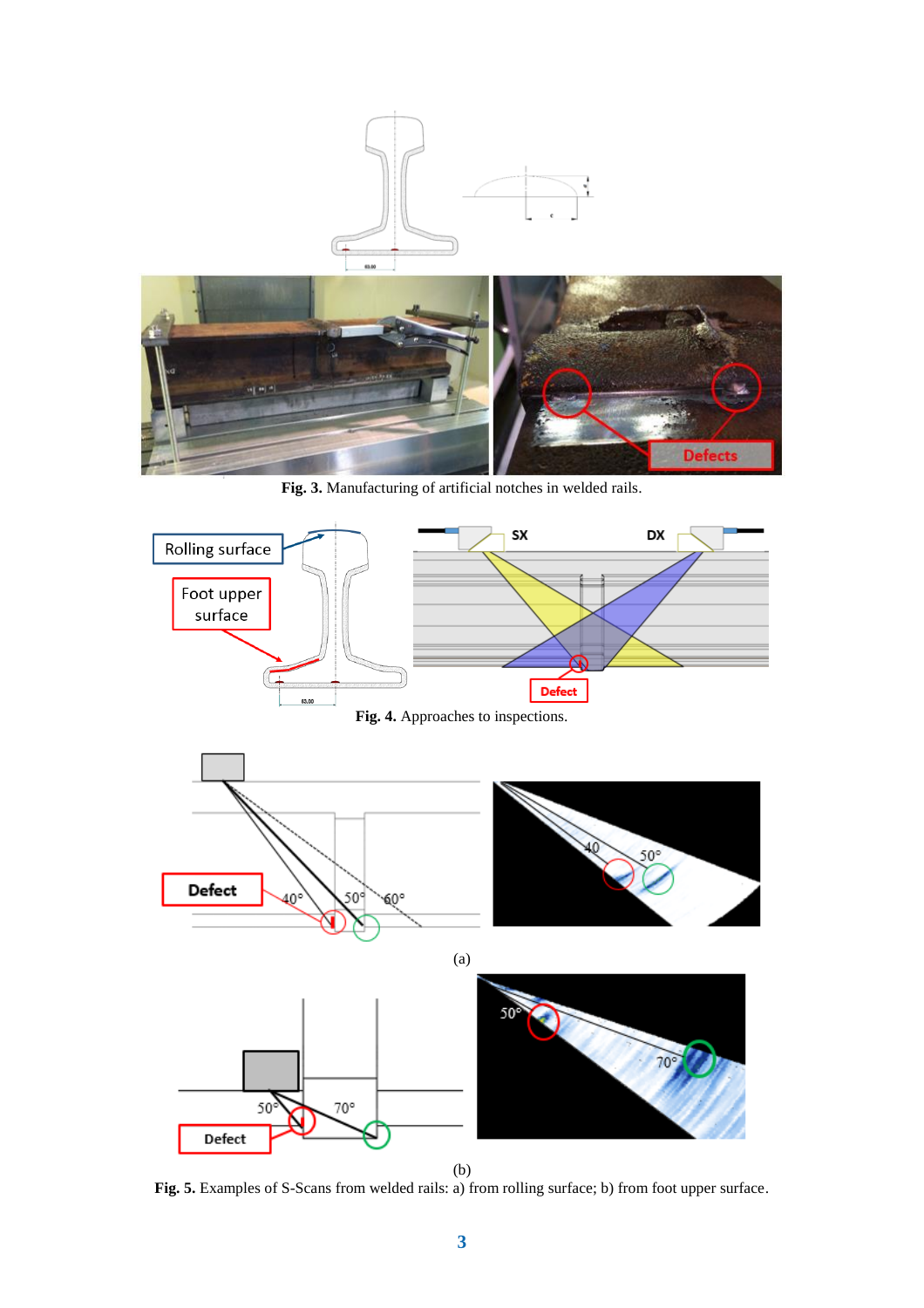**Fig. 3.** Manufacturing of artificial notches in welded rails.

**Fig. 4.** Approaches to inspections.

(a)

(b)

**Fig. 5.** Examples of S-Scans from welded rails: a) from rolling surface; b) from foot upper surface.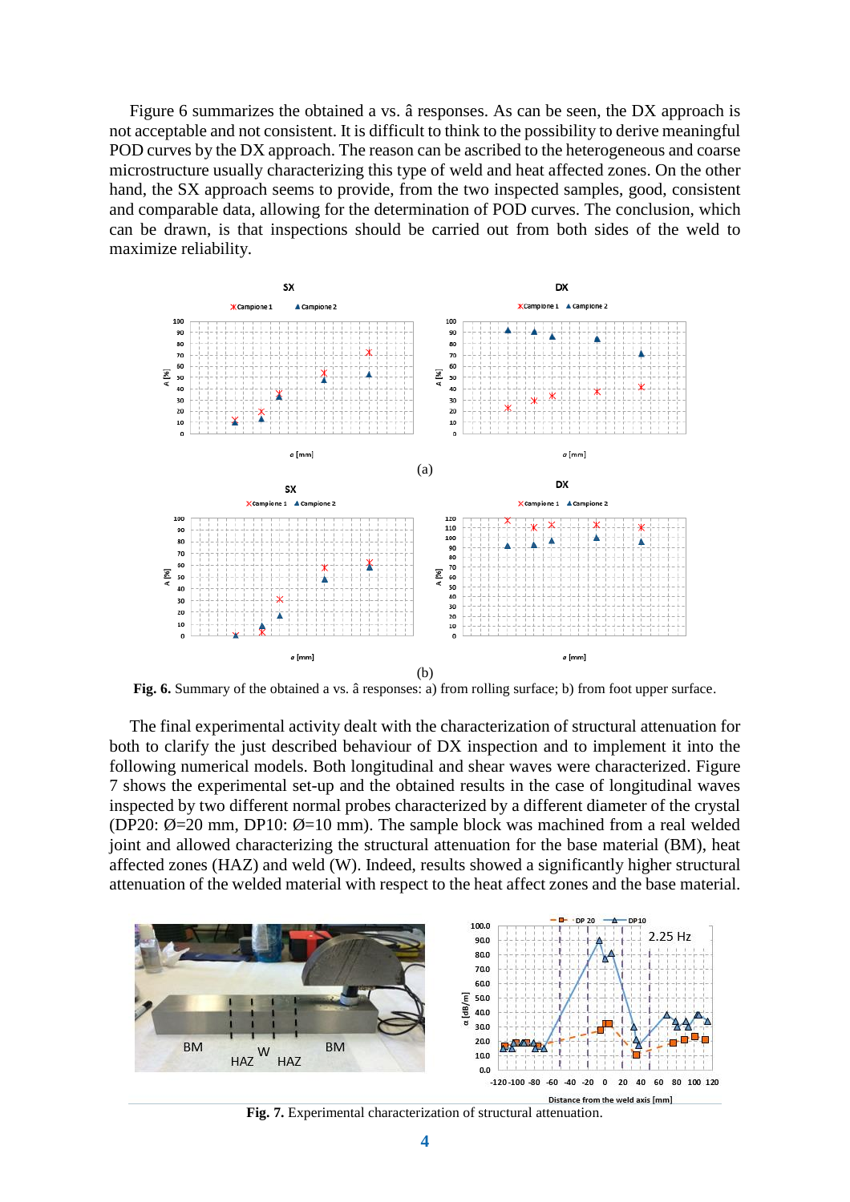Figure 6 summarizes the obtained a vs. â responses. As can be seen, the DX approach is not acceptable and not consistent. It is difficult to think to the possibility to derive meaningful POD curves by the DX approach. The reason can be ascribed to the heterogeneous and coarse microstructure usually characterizing this type of weld and heat affected zones. On the other hand, the SX approach seems to provide, from the two inspected samples, good, consistent and comparable data, allowing for the determination of POD curves. The conclusion, which can be drawn, is that inspections should be carried out from both sides of the weld to maximize reliability.

**Fig. 6.** Summary of the obtained a vs. â responses: a) from rolling surface; b) from foot upper surface.

The final experimental activity dealt with the characterization of structural attenuation for both to clarify the just described behaviour of DX inspection and to implement it into the following numerical models. Both longitudinal and shear waves were characterized. Figure 7 shows the experimental set-up and the obtained results in the case of longitudinal waves inspected by two different normal probes characterized by a different diameter of the crystal (DP20: Ø=20 mm, DP10: Ø=10 mm). The sample block was machined from a real welded joint and allowed characterizing the structural attenuation for the base material (BM), heat affected zones (HAZ) and weld (W). Indeed, results showed a significantly higher structural attenuation of the welded material with respect to the heat affect zones and the base material.

**Fig. 7.** Experimental characterization of structural attenuation.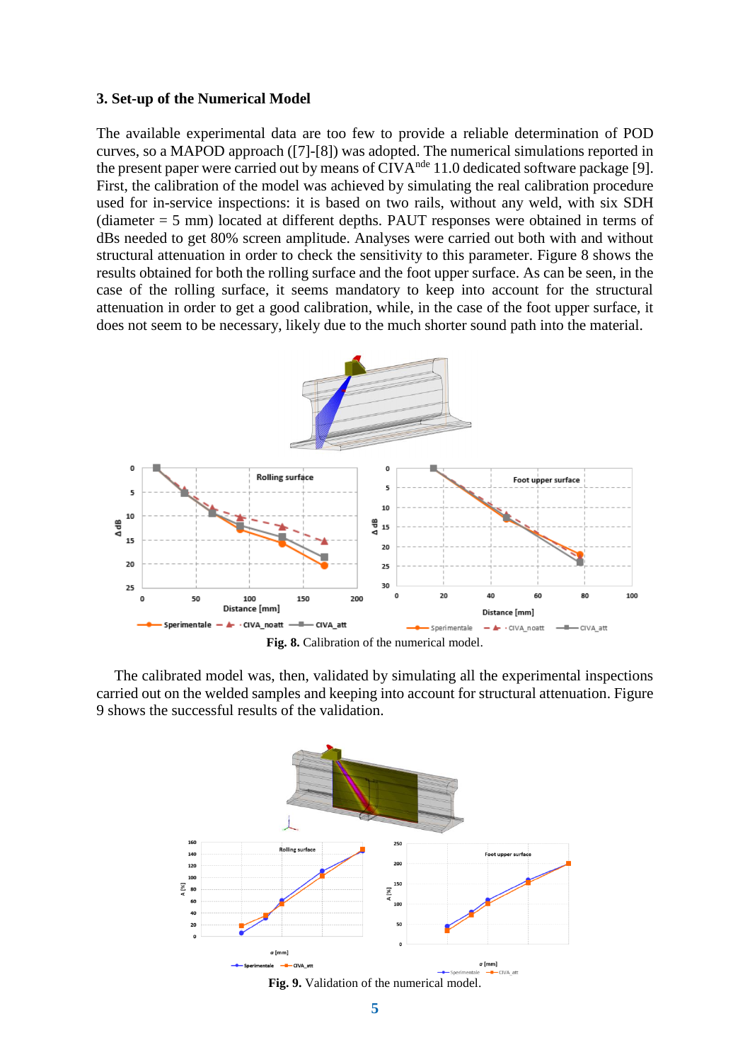### 3. Set-up of the Numerical Model

The available experimental data are too few to provide a reliable determination of POD curves, so a MAPOD approach ([7]-[8]) was adopted. The numerical simulations reported in the present paper were carried out by means of CIVA[nde] 11.0 dedicated software package [9]. First, the calibration of the model was achieved by simulating the real calibration procedure used for in-service inspections: it is based on two rails, without any weld, with six SDH (diameter = 5 mm) located at different depths. PAUT responses were obtained in terms of dBs needed to get 80% screen amplitude. Analyses were carried out both with and without structural attenuation in order to check the sensitivity to this parameter. Figure 8 shows the results obtained for both the rolling surface and the foot upper surface. As can be seen, in the case of the rolling surface, it seems mandatory to keep into account for the structural attenuation in order to get a good calibration, while, in the case of the foot upper surface, it does not seem to be necessary, likely due to the much shorter sound path into the material.

**Fig. 8.** Calibration of the numerical model.

The calibrated model was, then, validated by simulating all the experimental inspections carried out on the welded samples and keeping into account for structural attenuation. Figure 9 shows the successful results of the validation.

**Fig. 9.** Validation of the numerical model.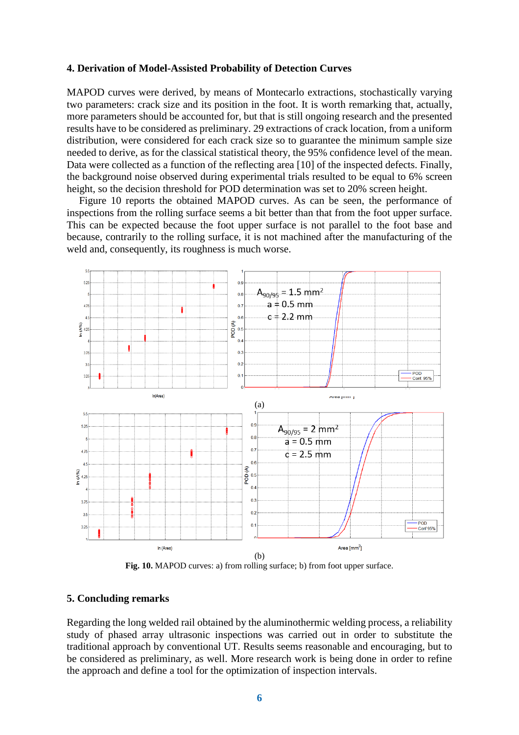## 4. Derivation of Model-Assisted Probability of Detection Curves

MAPOD curves were derived, by means of Montecarlo extractions, stochastically varying two parameters: crack size and its position in the foot. It is worth remarking that, actually, more parameters should be accounted for, but that is still ongoing research and the presented results have to be considered as preliminary. 29 extractions of crack location, from a uniform distribution, were considered for each crack size so to guarantee the minimum sample size needed to derive, as for the classical statistical theory, the 95% confidence level of the mean. Data were collected as a function of the reflecting area [10] of the inspected defects. Finally, the background noise observed during experimental trials resulted to be equal to 6% screen height, so the decision threshold for POD determination was set to 20% screen height.

Figure 10 reports the obtained MAPOD curves. As can be seen, the performance of inspections from the rolling surface seems a bit better than that from the foot upper surface. This can be expected because the foot upper surface is not parallel to the foot base and because, contrarily to the rolling surface, it is not machined after the manufacturing of the weld and, consequently, its roughness is much worse.

$A_{90/95}$ = 1.5 mm$^2$
a = 0.5 mm
c = 2.2 mm

(a)

$A_{90/95}$ = 2 mm$^2$
a = 0.5 mm
c = 2.5 mm

(b)

**Fig. 10.** MAPOD curves: a) from rolling surface; b) from foot upper surface.

## 5. Concluding remarks

Regarding the long welded rail obtained by the aluminothermic welding process, a reliability study of phased array ultrasonic inspections was carried out in order to substitute the traditional approach by conventional UT. Results seems reasonable and encouraging, but to be considered as preliminary, as well. More research work is being done in order to refine the approach and define a tool for the optimization of inspection intervals.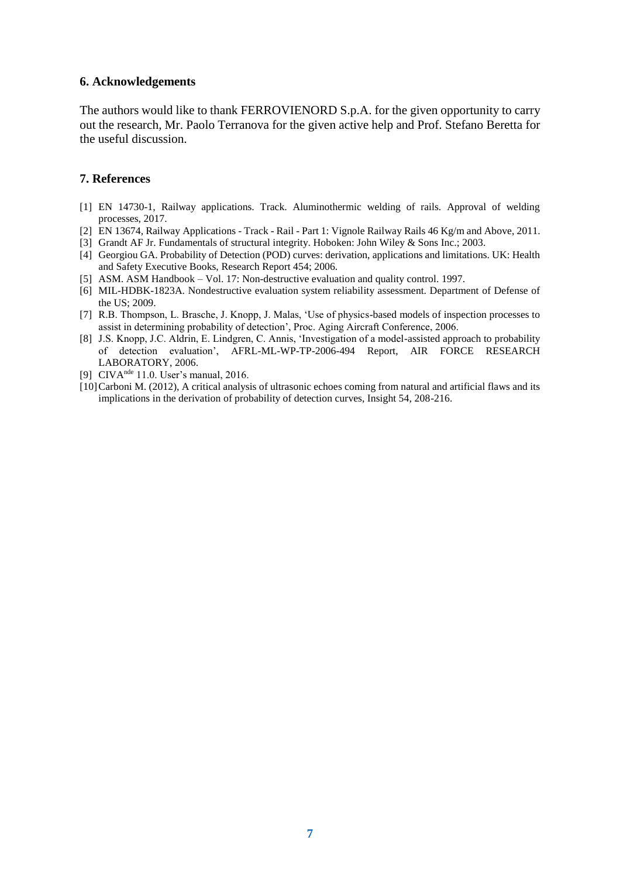## 6. Acknowledgements

The authors would like to thank FERROVIENORD S.p.A. for the given opportunity to carry out the research, Mr. Paolo Terranova for the given active help and Prof. Stefano Beretta for the useful discussion.

## 7. References

[1] EN 14730-1, Railway applications. Track. Aluminothermic welding of rails. Approval of welding processes, 2017.

[2] EN 13674, Railway Applications - Track - Rail - Part 1: Vignole Railway Rails 46 Kg/m and Above, 2011.

[3] Grandt AF Jr. Fundamentals of structural integrity. Hoboken: John Wiley & Sons Inc.; 2003.

[4] Georgiou GA. Probability of Detection (POD) curves: derivation, applications and limitations. UK: Health and Safety Executive Books, Research Report 454; 2006.

[5] ASM. ASM Handbook – Vol. 17: Non-destructive evaluation and quality control. 1997.

[6] MIL-HDBK-1823A. Nondestructive evaluation system reliability assessment. Department of Defense of the US; 2009.

[7] R.B. Thompson, L. Brasche, J. Knopp, J. Malas, 'Use of physics-based models of inspection processes to assist in determining probability of detection', Proc. Aging Aircraft Conference, 2006.

[8] J.S. Knopp, J.C. Aldrin, E. Lindgren, C. Annis, 'Investigation of a model-assisted approach to probability of detection evaluation', AFRL-ML-WP-TP-2006-494 Report, AIR FORCE RESEARCH LABORATORY, 2006.

[9] CIVA[nde] 11.0. User's manual, 2016.

[10] Carboni M. (2012), A critical analysis of ultrasonic echoes coming from natural and artificial flaws and its implications in the derivation of probability of detection curves, Insight 54, 208-216.